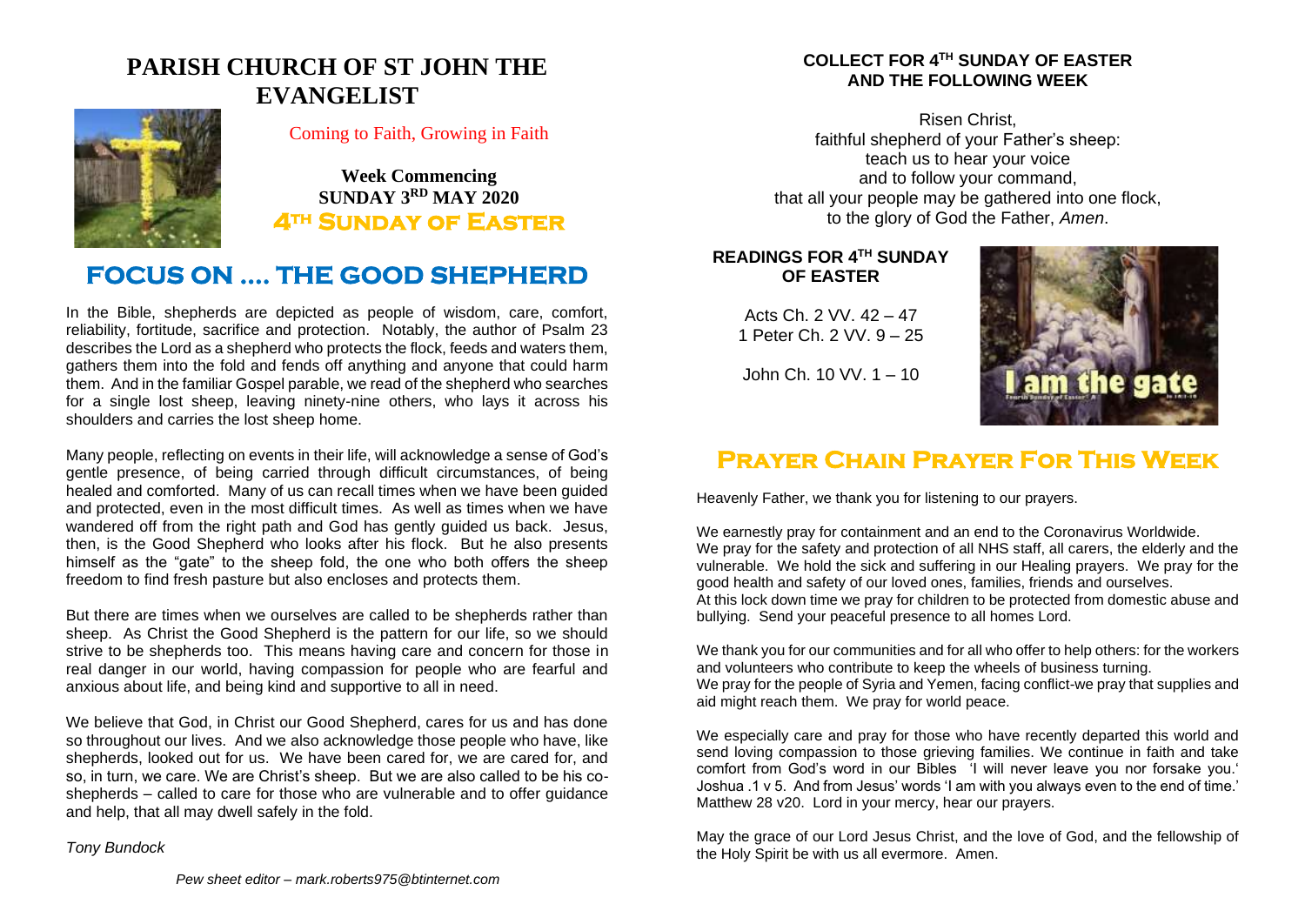# PARISH CHURCH OF ST JOHN THE EVANGELIST

Coming to Faith, Growing in Faith

**Week Commencing**
**SUNDAY 3RD MAY 2020**
**4TH SUNDAY OF EASTER**

## FOCUS ON .... THE GOOD SHEPHERD

In the Bible, shepherds are depicted as people of wisdom, care, comfort, reliability, fortitude, sacrifice and protection. Notably, the author of Psalm 23 describes the Lord as a shepherd who protects the flock, feeds and waters them, gathers them into the fold and fends off anything and anyone that could harm them. And in the familiar Gospel parable, we read of the shepherd who searches for a single lost sheep, leaving ninety-nine others, who lays it across his shoulders and carries the lost sheep home.

Many people, reflecting on events in their life, will acknowledge a sense of God's gentle presence, of being carried through difficult circumstances, of being healed and comforted. Many of us can recall times when we have been guided and protected, even in the most difficult times. As well as times when we have wandered off from the right path and God has gently guided us back. Jesus, then, is the Good Shepherd who looks after his flock. But he also presents himself as the "gate" to the sheep fold, the one who both offers the sheep freedom to find fresh pasture but also encloses and protects them.

But there are times when we ourselves are called to be shepherds rather than sheep. As Christ the Good Shepherd is the pattern for our life, so we should strive to be shepherds too. This means having care and concern for those in real danger in our world, having compassion for people who are fearful and anxious about life, and being kind and supportive to all in need.

We believe that God, in Christ our Good Shepherd, cares for us and has done so throughout our lives. And we also acknowledge those people who have, like shepherds, looked out for us. We have been cared for, we are cared for, and so, in turn, we care. We are Christ's sheep. But we are also called to be his co-shepherds – called to care for those who are vulnerable and to offer guidance and help, that all may dwell safely in the fold.

*Tony Bundock*

*Pew sheet editor – mark.roberts975@btinternet.com*

### COLLECT FOR 4TH SUNDAY OF EASTER AND THE FOLLOWING WEEK

Risen Christ,
faithful shepherd of your Father's sheep:
teach us to hear your voice
and to follow your command,
that all your people may be gathered into one flock,
to the glory of God the Father, *Amen*.

### READINGS FOR 4TH SUNDAY OF EASTER

Acts Ch. 2 VV. 42 – 47
1 Peter Ch. 2 VV. 9 – 25

John Ch. 10 VV. 1 – 10

## PRAYER CHAIN PRAYER FOR THIS WEEK

Heavenly Father, we thank you for listening to our prayers.

We earnestly pray for containment and an end to the Coronavirus Worldwide.
We pray for the safety and protection of all NHS staff, all carers, the elderly and the vulnerable. We hold the sick and suffering in our Healing prayers. We pray for the good health and safety of our loved ones, families, friends and ourselves.
At this lock down time we pray for children to be protected from domestic abuse and bullying. Send your peaceful presence to all homes Lord.

We thank you for our communities and for all who offer to help others: for the workers and volunteers who contribute to keep the wheels of business turning.
We pray for the people of Syria and Yemen, facing conflict-we pray that supplies and aid might reach them. We pray for world peace.

We especially care and pray for those who have recently departed this world and send loving compassion to those grieving families. We continue in faith and take comfort from God's word in our Bibles 'I will never leave you nor forsake you.' Joshua .1 v 5. And from Jesus' words 'I am with you always even to the end of time.' Matthew 28 v20. Lord in your mercy, hear our prayers.

May the grace of our Lord Jesus Christ, and the love of God, and the fellowship of the Holy Spirit be with us all evermore. Amen.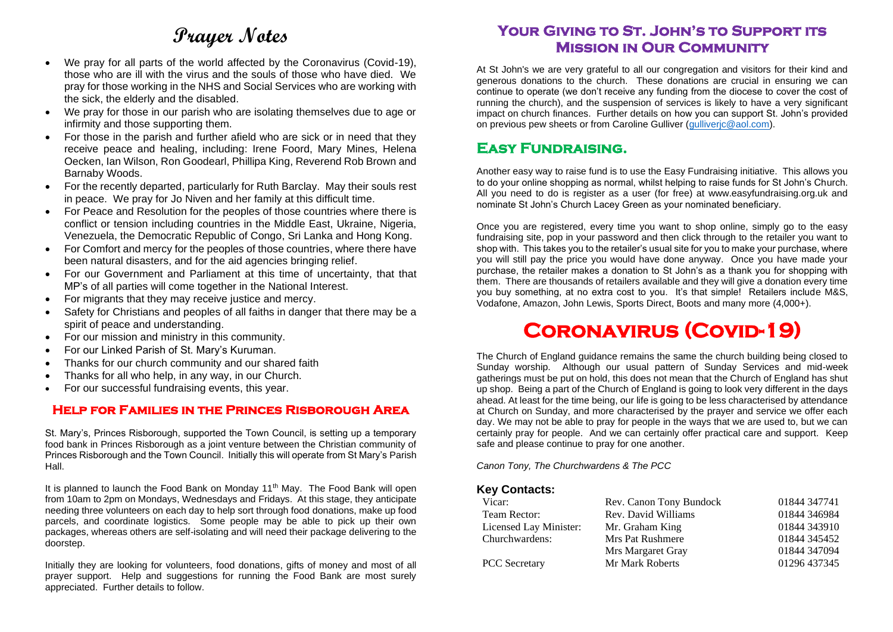# Prayer Notes

- We pray for all parts of the world affected by the Coronavirus (Covid-19), those who are ill with the virus and the souls of those who have died. We pray for those working in the NHS and Social Services who are working with the sick, the elderly and the disabled.
- We pray for those in our parish who are isolating themselves due to age or infirmity and those supporting them.
- For those in the parish and further afield who are sick or in need that they receive peace and healing, including: Irene Foord, Mary Mines, Helena Oecken, Ian Wilson, Ron Goodearl, Phillipa King, Reverend Rob Brown and Barnaby Woods.
- For the recently departed, particularly for Ruth Barclay. May their souls rest in peace. We pray for Jo Niven and her family at this difficult time.
- For Peace and Resolution for the peoples of those countries where there is conflict or tension including countries in the Middle East, Ukraine, Nigeria, Venezuela, the Democratic Republic of Congo, Sri Lanka and Hong Kong.
- For Comfort and mercy for the peoples of those countries, where there have been natural disasters, and for the aid agencies bringing relief.
- For our Government and Parliament at this time of uncertainty, that that MP's of all parties will come together in the National Interest.
- For migrants that they may receive justice and mercy.
- Safety for Christians and peoples of all faiths in danger that there may be a spirit of peace and understanding.
- For our mission and ministry in this community.
- For our Linked Parish of St. Mary's Kuruman.
- Thanks for our church community and our shared faith
- Thanks for all who help, in any way, in our Church.
- For our successful fundraising events, this year.

## Help for Families in the Princes Risborough Area

St. Mary's, Princes Risborough, supported the Town Council, is setting up a temporary food bank in Princes Risborough as a joint venture between the Christian community of Princes Risborough and the Town Council. Initially this will operate from St Mary's Parish Hall.

It is planned to launch the Food Bank on Monday 11th May. The Food Bank will open from 10am to 2pm on Mondays, Wednesdays and Fridays. At this stage, they anticipate needing three volunteers on each day to help sort through food donations, make up food parcels, and coordinate logistics. Some people may be able to pick up their own packages, whereas others are self-isolating and will need their package delivering to the doorstep.

Initially they are looking for volunteers, food donations, gifts of money and most of all prayer support. Help and suggestions for running the Food Bank are most surely appreciated. Further details to follow.

## Your Giving to St. John's to Support its Mission in Our Community

At St John's we are very grateful to all our congregation and visitors for their kind and generous donations to the church. These donations are crucial in ensuring we can continue to operate (we don't receive any funding from the diocese to cover the cost of running the church), and the suspension of services is likely to have a very significant impact on church finances. Further details on how you can support St. John's provided on previous pew sheets or from Caroline Gulliver (gulliverjc@aol.com).

## Easy Fundraising.

Another easy way to raise fund is to use the Easy Fundraising initiative. This allows you to do your online shopping as normal, whilst helping to raise funds for St John's Church. All you need to do is register as a user (for free) at www.easyfundraising.org.uk and nominate St John's Church Lacey Green as your nominated beneficiary.

Once you are registered, every time you want to shop online, simply go to the easy fundraising site, pop in your password and then click through to the retailer you want to shop with. This takes you to the retailer's usual site for you to make your purchase, where you will still pay the price you would have done anyway. Once you have made your purchase, the retailer makes a donation to St John's as a thank you for shopping with them. There are thousands of retailers available and they will give a donation every time you buy something, at no extra cost to you. It's that simple! Retailers include M&S, Vodafone, Amazon, John Lewis, Sports Direct, Boots and many more (4,000+).

# Coronavirus (Covid-19)

The Church of England guidance remains the same the church building being closed to Sunday worship. Although our usual pattern of Sunday Services and mid-week gatherings must be put on hold, this does not mean that the Church of England has shut up shop. Being a part of the Church of England is going to look very different in the days ahead. At least for the time being, our life is going to be less characterised by attendance at Church on Sunday, and more characterised by the prayer and service we offer each day. We may not be able to pray for people in the ways that we are used to, but we can certainly pray for people. And we can certainly offer practical care and support. Keep safe and please continue to pray for one another.

*Canon Tony, The Churchwardens & The PCC*

### Key Contacts:

| | | |
|---|---|---|
| Vicar: | Rev. Canon Tony Bundock | 01844 347741 |
| Team Rector: | Rev. David Williams | 01844 346984 |
| Licensed Lay Minister: | Mr. Graham King | 01844 343910 |
| Churchwardens: | Mrs Pat Rushmere | 01844 345452 |
| | Mrs Margaret Gray | 01844 347094 |
| PCC Secretary | Mr Mark Roberts | 01296 437345 |